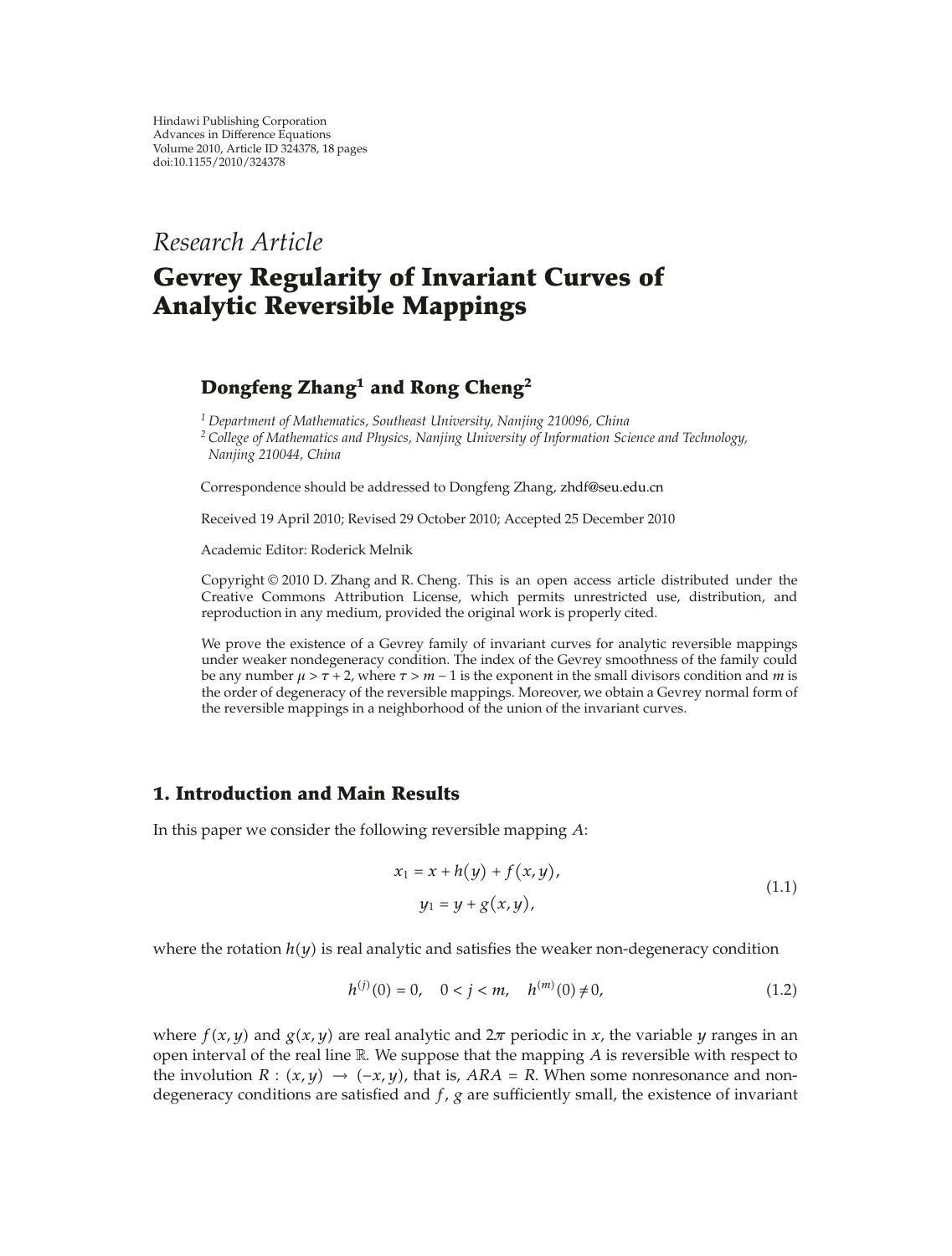Hindawi Publishing Corporation
Advances in Difference Equations
Volume 2010, Article ID 324378, 18 pages
doi:10.1155/2010/324378

*Research Article*

# Gevrey Regularity of Invariant Curves of Analytic Reversible Mappings

**Dongfeng Zhang[1] and Rong Cheng[2]**

[1] *Department of Mathematics, Southeast University, Nanjing 210096, China*
[2] *College of Mathematics and Physics, Nanjing University of Information Science and Technology, Nanjing 210044, China*

Correspondence should be addressed to Dongfeng Zhang, zhdf@seu.edu.cn

Received 19 April 2010; Revised 29 October 2010; Accepted 25 December 2010

Academic Editor: Roderick Melnik

Copyright © 2010 D. Zhang and R. Cheng. This is an open access article distributed under the Creative Commons Attribution License, which permits unrestricted use, distribution, and reproduction in any medium, provided the original work is properly cited.

We prove the existence of a Gevrey family of invariant curves for analytic reversible mappings under weaker nondegeneracy condition. The index of the Gevrey smoothness of the family could be any number $\mu > \tau + 2$, where $\tau > m - 1$ is the exponent in the small divisors condition and $m$ is the order of degeneracy of the reversible mappings. Moreover, we obtain a Gevrey normal form of the reversible mappings in a neighborhood of the union of the invariant curves.

## 1. Introduction and Main Results

In this paper we consider the following reversible mapping $A$:

$$
\begin{aligned}
x_1 &= x + h(y) + f(x, y), \\
y_1 &= y + g(x, y),
\end{aligned}
\tag{1.1}
$$

where the rotation $h(y)$ is real analytic and satisfies the weaker non-degeneracy condition

$$
h^{(j)}(0) = 0, \quad 0 < j < m, \quad h^{(m)}(0) \neq 0, \tag{1.2}
$$

where $f(x, y)$ and $g(x, y)$ are real analytic and $2\pi$ periodic in $x$, the variable $y$ ranges in an open interval of the real line $\mathbb{R}$. We suppose that the mapping $A$ is reversible with respect to the involution $R : (x, y) \to (-x, y)$, that is, $ARA = R$. When some nonresonance and non-degeneracy conditions are satisfied and $f$, $g$ are sufficiently small, the existence of invariant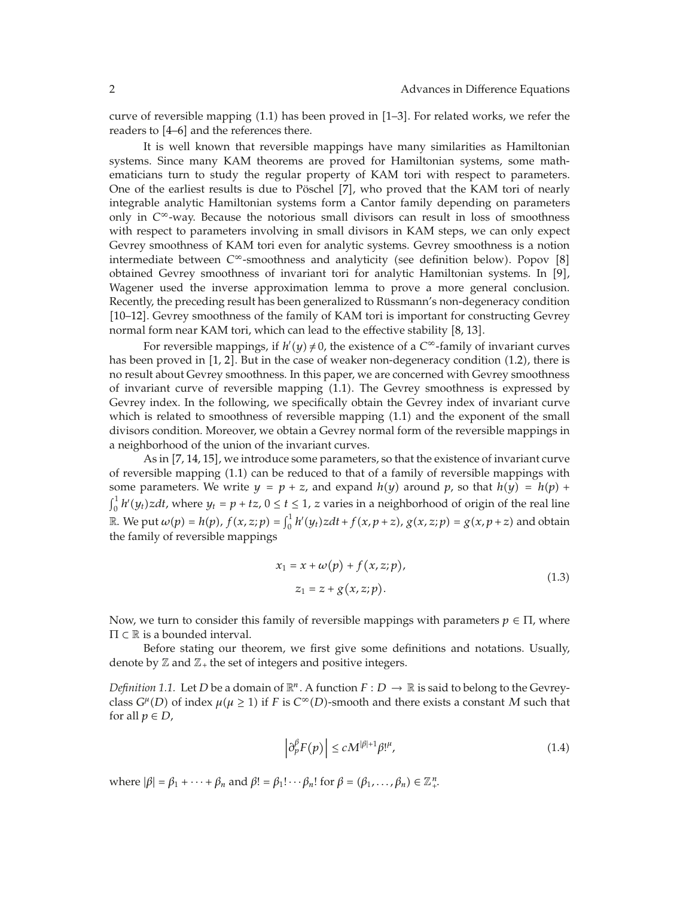curve of reversible mapping (1.1) has been proved in [1–3]. For related works, we refer the readers to [4–6] and the references there.

It is well known that reversible mappings have many similarities as Hamiltonian systems. Since many KAM theorems are proved for Hamiltonian systems, some mathematicians turn to study the regular property of KAM tori with respect to parameters. One of the earliest results is due to Pöschel [7], who proved that the KAM tori of nearly integrable analytic Hamiltonian systems form a Cantor family depending on parameters only in $C^\infty$-way. Because the notorious small divisors can result in loss of smoothness with respect to parameters involving in small divisors in KAM steps, we can only expect Gevrey smoothness of KAM tori even for analytic systems. Gevrey smoothness is a notion intermediate between $C^\infty$-smoothness and analyticity (see definition below). Popov [8] obtained Gevrey smoothness of invariant tori for analytic Hamiltonian systems. In [9], Wagener used the inverse approximation lemma to prove a more general conclusion. Recently, the preceding result has been generalized to Rüssmann's non-degeneracy condition [10–12]. Gevrey smoothness of the family of KAM tori is important for constructing Gevrey normal form near KAM tori, which can lead to the effective stability [8, 13].

For reversible mappings, if $h'(y) \neq 0$, the existence of a $C^\infty$-family of invariant curves has been proved in [1, 2]. But in the case of weaker non-degeneracy condition (1.2), there is no result about Gevrey smoothness. In this paper, we are concerned with Gevrey smoothness of invariant curve of reversible mapping (1.1). The Gevrey smoothness is expressed by Gevrey index. In the following, we specifically obtain the Gevrey index of invariant curve which is related to smoothness of reversible mapping (1.1) and the exponent of the small divisors condition. Moreover, we obtain a Gevrey normal form of the reversible mappings in a neighborhood of the union of the invariant curves.

As in [7, 14, 15], we introduce some parameters, so that the existence of invariant curve of reversible mapping (1.1) can be reduced to that of a family of reversible mappings with some parameters. We write $y = p + z$, and expand $h(y)$ around $p$, so that $h(y) = h(p) + \int_0^1 h'(y_t)z\,dt$, where $y_t = p + tz$, $0 \leq t \leq 1$, $z$ varies in a neighborhood of origin of the real line $\mathbb{R}$. We put $\omega(p) = h(p)$, $f(x, z; p) = \int_0^1 h'(y_t)z\,dt + f(x, p+z)$, $g(x, z; p) = g(x, p+z)$ and obtain the family of reversible mappings

$$
\begin{aligned}
x_1 &= x + \omega(p) + f(x, z; p), \\
z_1 &= z + g(x, z; p).
\end{aligned}
\tag{1.3}
$$

Now, we turn to consider this family of reversible mappings with parameters $p \in \Pi$, where $\Pi \subset \mathbb{R}$ is a bounded interval.

Before stating our theorem, we first give some definitions and notations. Usually, denote by $\mathbb{Z}$ and $\mathbb{Z}_+$ the set of integers and positive integers.

*Definition 1.1.* Let $D$ be a domain of $\mathbb{R}^n$. A function $F : D \to \mathbb{R}$ is said to belong to the Gevrey-class $G^\mu(D)$ of index $\mu (\mu \geq 1)$ if $F$ is $C^\infty(D)$-smooth and there exists a constant $M$ such that for all $p \in D$,

$$
\left| \partial_p^\beta F(p) \right| \leq c M^{|\beta|+1} \beta!^\mu,
\tag{1.4}
$$

where $|\beta| = \beta_1 + \cdots + \beta_n$ and $\beta! = \beta_1! \cdots \beta_n!$ for $\beta = (\beta_1, \ldots, \beta_n) \in \mathbb{Z}_+^n$.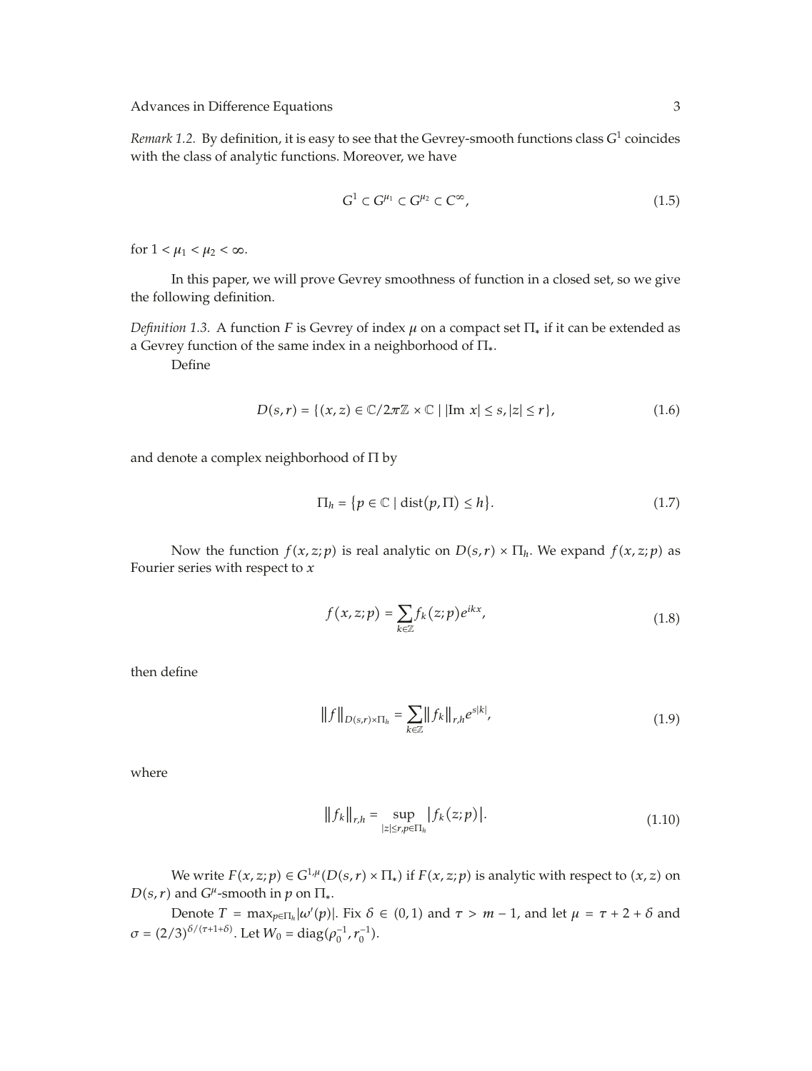*Remark 1.2.* By definition, it is easy to see that the Gevrey-smooth functions class $G^1$ coincides with the class of analytic functions. Moreover, we have

$$G^1 \subset G^{\mu_1} \subset G^{\mu_2} \subset C^{\infty}, \tag{1.5}$$

for $1 < \mu_1 < \mu_2 < \infty$.

In this paper, we will prove Gevrey smoothness of function in a closed set, so we give the following definition.

*Definition 1.3.* A function $F$ is Gevrey of index $\mu$ on a compact set $\Pi_*$ if it can be extended as a Gevrey function of the same index in a neighborhood of $\Pi_*$.

Define

$$D(s,r) = \{(x,z) \in \mathbb{C}/2\pi\mathbb{Z} \times \mathbb{C} \mid |\text{Im } x| \le s, |z| \le r\}, \tag{1.6}$$

and denote a complex neighborhood of $\Pi$ by

$$\Pi_h = \{p \in \mathbb{C} \mid \text{dist}(p, \Pi) \le h\}. \tag{1.7}$$

Now the function $f(x,z;p)$ is real analytic on $D(s,r) \times \Pi_h$. We expand $f(x,z;p)$ as Fourier series with respect to $x$

$$f(x,z;p) = \sum_{k \in \mathbb{Z}} f_k(z;p) e^{ikx}, \tag{1.8}$$

then define

$$\|f\|_{D(s,r)\times\Pi_h} = \sum_{k\in\mathbb{Z}} \|f_k\|_{r,h} e^{s|k|}, \tag{1.9}$$

where

$$\|f_k\|_{r,h} = \sup_{|z|\le r, p \in \Pi_h} |f_k(z;p)|. \tag{1.10}$$

We write $F(x,z;p) \in G^{1,\mu}(D(s,r) \times \Pi_*)$ if $F(x,z;p)$ is analytic with respect to $(x,z)$ on $D(s,r)$ and $G^{\mu}$-smooth in $p$ on $\Pi_*$.

Denote $T = \max_{p\in\Pi_h} |\omega'(p)|$. Fix $\delta \in (0,1)$ and $\tau > m-1$, and let $\mu = \tau + 2 + \delta$ and $\sigma = (2/3)^{\delta/(\tau+1+\delta)}$. Let $W_0 = \text{diag}(\rho_0^{-1}, r_0^{-1})$.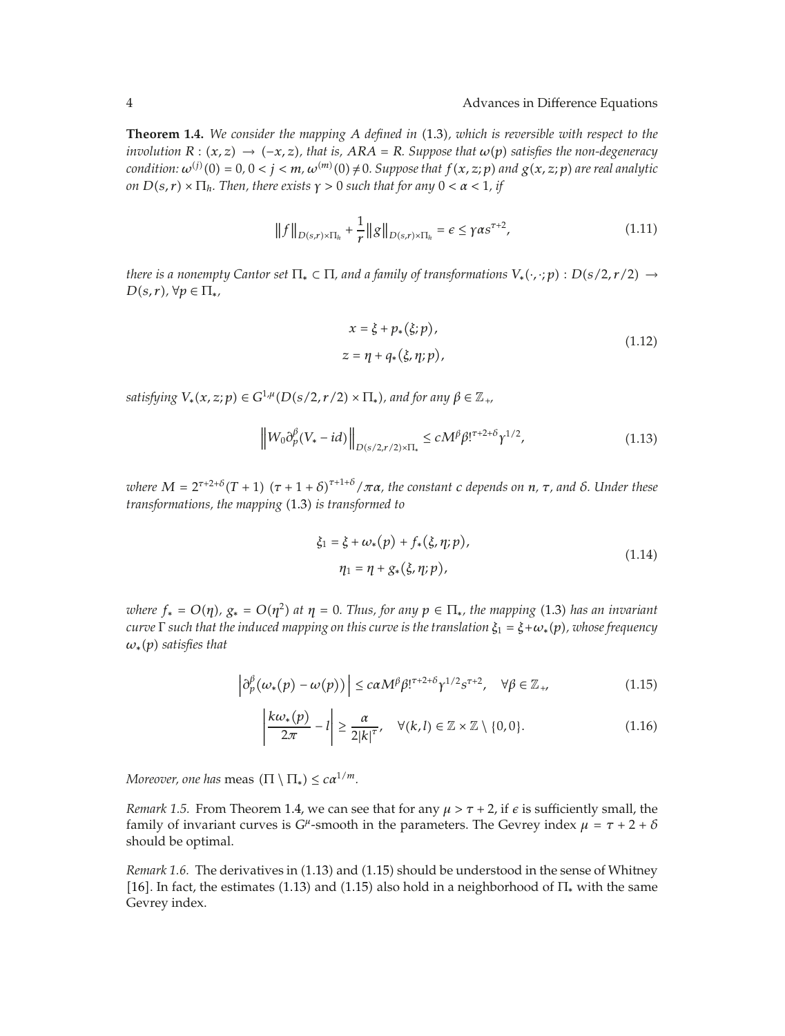**Theorem 1.4.** *We consider the mapping $A$ defined in* (1.3)*, which is reversible with respect to the involution $R : (x, z) \to (-x, z)$, that is, $ARA = R$. Suppose that $\omega(p)$ satisfies the non-degeneracy condition: $\omega^{(j)}(0) = 0$, $0 < j < m$, $\omega^{(m)}(0) \neq 0$. Suppose that $f(x, z; p)$ and $g(x, z; p)$ are real analytic on $D(s, r) \times \Pi_h$. Then, there exists $\gamma > 0$ such that for any $0 < \alpha < 1$, if*

$$\|f\|_{D(s,r)\times\Pi_h} + \frac{1}{r}\|g\|_{D(s,r)\times\Pi_h} = \epsilon \leq \gamma\alpha s^{\tau+2}, \tag{1.11}$$

*there is a nonempty Cantor set $\Pi_* \subset \Pi$, and a family of transformations $V_*(\cdot, \cdot; p) : D(s/2, r/2) \to D(s, r)$, $\forall p \in \Pi_*$,*

$$\begin{aligned} x &= \xi + p_*(\xi; p), \\ z &= \eta + q_*(\xi, \eta; p), \end{aligned} \tag{1.12}$$

*satisfying $V_*(x, z; p) \in G^{1,\mu}(D(s/2, r/2) \times \Pi_*)$, and for any $\beta \in \mathbb{Z}_+$,*

$$\left\| W_0 \partial_p^\beta (V_* - id) \right\|_{D(s/2,r/2)\times\Pi_*} \leq c M^\beta \beta!^{\tau+2+\delta} \gamma^{1/2}, \tag{1.13}$$

*where $M = 2^{\tau+2+\delta}(T + 1)\ (\tau + 1 + \delta)^{\tau+1+\delta}/\pi\alpha$, the constant $c$ depends on $n$, $\tau$, and $\delta$. Under these transformations, the mapping* (1.3) *is transformed to*

$$\begin{aligned} \xi_1 &= \xi + \omega_*(p) + f_*(\xi, \eta; p), \\ \eta_1 &= \eta + g_*(\xi, \eta; p), \end{aligned} \tag{1.14}$$

*where $f_* = O(\eta)$, $g_* = O(\eta^2)$ at $\eta = 0$. Thus, for any $p \in \Pi_*$, the mapping* (1.3) *has an invariant curve $\Gamma$ such that the induced mapping on this curve is the translation $\xi_1 = \xi + \omega_*(p)$, whose frequency $\omega_*(p)$ satisfies that*

$$\left| \partial_p^\beta (\omega_*(p) - \omega(p)) \right| \leq c\alpha M^\beta \beta!^{\tau+2+\delta} \gamma^{1/2} s^{\tau+2}, \quad \forall \beta \in \mathbb{Z}_+, \tag{1.15}$$

$$\left| \frac{k\omega_*(p)}{2\pi} - l \right| \geq \frac{\alpha}{2|k|^\tau}, \quad \forall (k, l) \in \mathbb{Z} \times \mathbb{Z} \setminus \{0, 0\}. \tag{1.16}$$

*Moreover, one has* meas $(\Pi \setminus \Pi_*) \leq c\alpha^{1/m}$.

*Remark 1.5.* From Theorem 1.4, we can see that for any $\mu > \tau + 2$, if $\epsilon$ is sufficiently small, the family of invariant curves is $G^\mu$-smooth in the parameters. The Gevrey index $\mu = \tau + 2 + \delta$ should be optimal.

*Remark 1.6.* The derivatives in (1.13) and (1.15) should be understood in the sense of Whitney [16]. In fact, the estimates (1.13) and (1.15) also hold in a neighborhood of $\Pi_*$ with the same Gevrey index.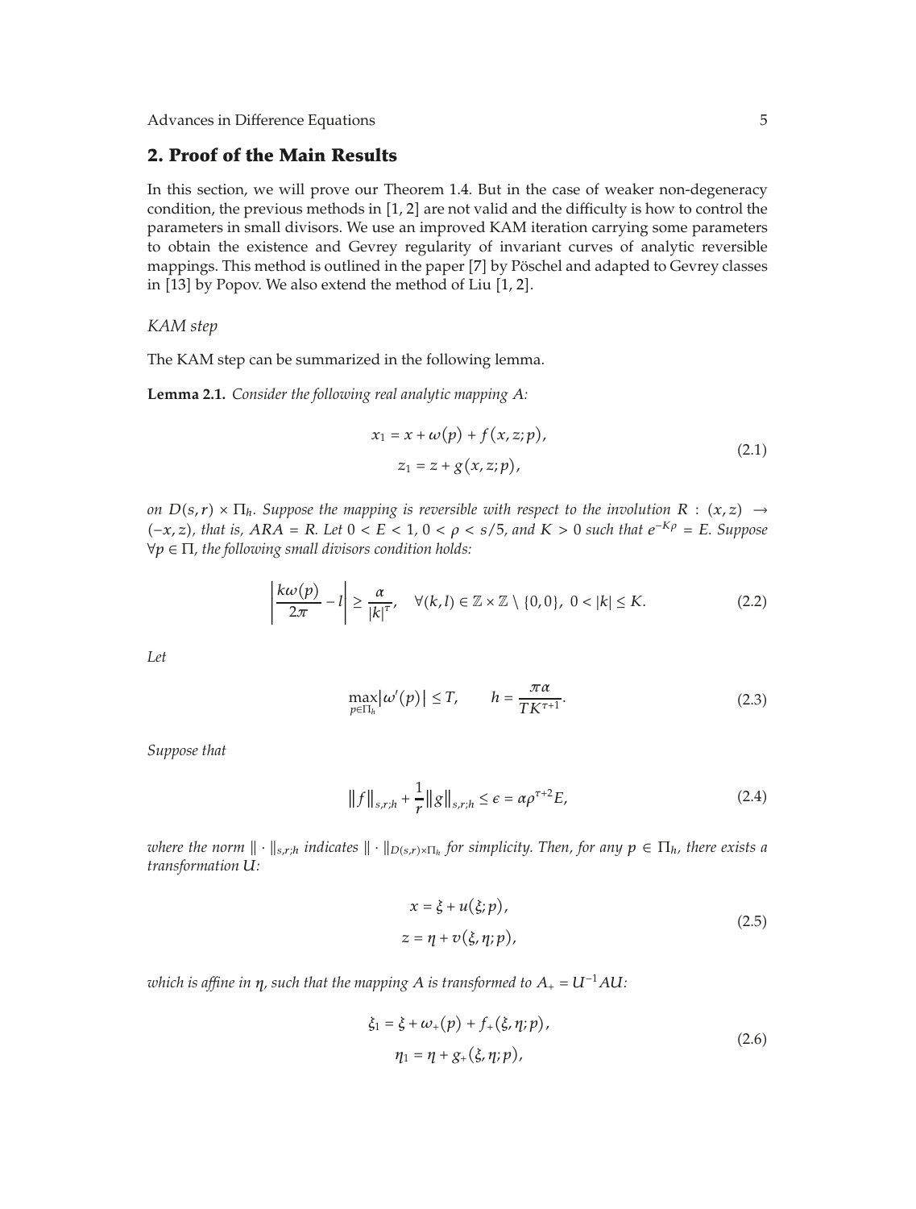## 2. Proof of the Main Results

In this section, we will prove our Theorem 1.4. But in the case of weaker non-degeneracy condition, the previous methods in [1, 2] are not valid and the difficulty is how to control the parameters in small divisors. We use an improved KAM iteration carrying some parameters to obtain the existence and Gevrey regularity of invariant curves of analytic reversible mappings. This method is outlined in the paper [7] by Pöschel and adapted to Gevrey classes in [13] by Popov. We also extend the method of Liu [1, 2].

*KAM step*

The KAM step can be summarized in the following lemma.

**Lemma 2.1.** *Consider the following real analytic mapping $A$:*

$$
\begin{aligned}
x_1 &= x + \omega(p) + f(x, z; p),\\
z_1 &= z + g(x, z; p),
\end{aligned}
\tag{2.1}
$$

*on $D(s, r) \times \Pi_h$. Suppose the mapping is reversible with respect to the involution $R : (x, z) \to (-x, z)$, that is, $ARA = R$. Let $0 < E < 1$, $0 < \rho < s/5$, and $K > 0$ such that $e^{-K\rho} = E$. Suppose $\forall p \in \Pi$, the following small divisors condition holds:*

$$
\left| \frac{k\omega(p)}{2\pi} - l \right| \geq \frac{\alpha}{|k|^{\tau}}, \quad \forall (k, l) \in \mathbb{Z} \times \mathbb{Z} \setminus \{0, 0\},\ 0 < |k| \leq K.
\tag{2.2}
$$

*Let*

$$
\max_{p \in \Pi_h} |\omega'(p)| \leq T, \qquad h = \frac{\pi\alpha}{TK^{\tau+1}}.
\tag{2.3}
$$

*Suppose that*

$$
\|f\|_{s,r;h} + \frac{1}{r}\|g\|_{s,r;h} \leq \epsilon = \alpha\rho^{\tau+2}E,
\tag{2.4}
$$

*where the norm $\|\cdot\|_{s,r;h}$ indicates $\|\cdot\|_{D(s,r)\times\Pi_h}$ for simplicity. Then, for any $p \in \Pi_h$, there exists a transformation $U$:*

$$
\begin{aligned}
x &= \xi + u(\xi; p),\\
z &= \eta + v(\xi, \eta; p),
\end{aligned}
\tag{2.5}
$$

*which is affine in $\eta$, such that the mapping $A$ is transformed to $A_+ = U^{-1}AU$:*

$$
\begin{aligned}
\xi_1 &= \xi + \omega_+(p) + f_+(\xi, \eta; p),\\
\eta_1 &= \eta + g_+(\xi, \eta; p),
\end{aligned}
\tag{2.6}
$$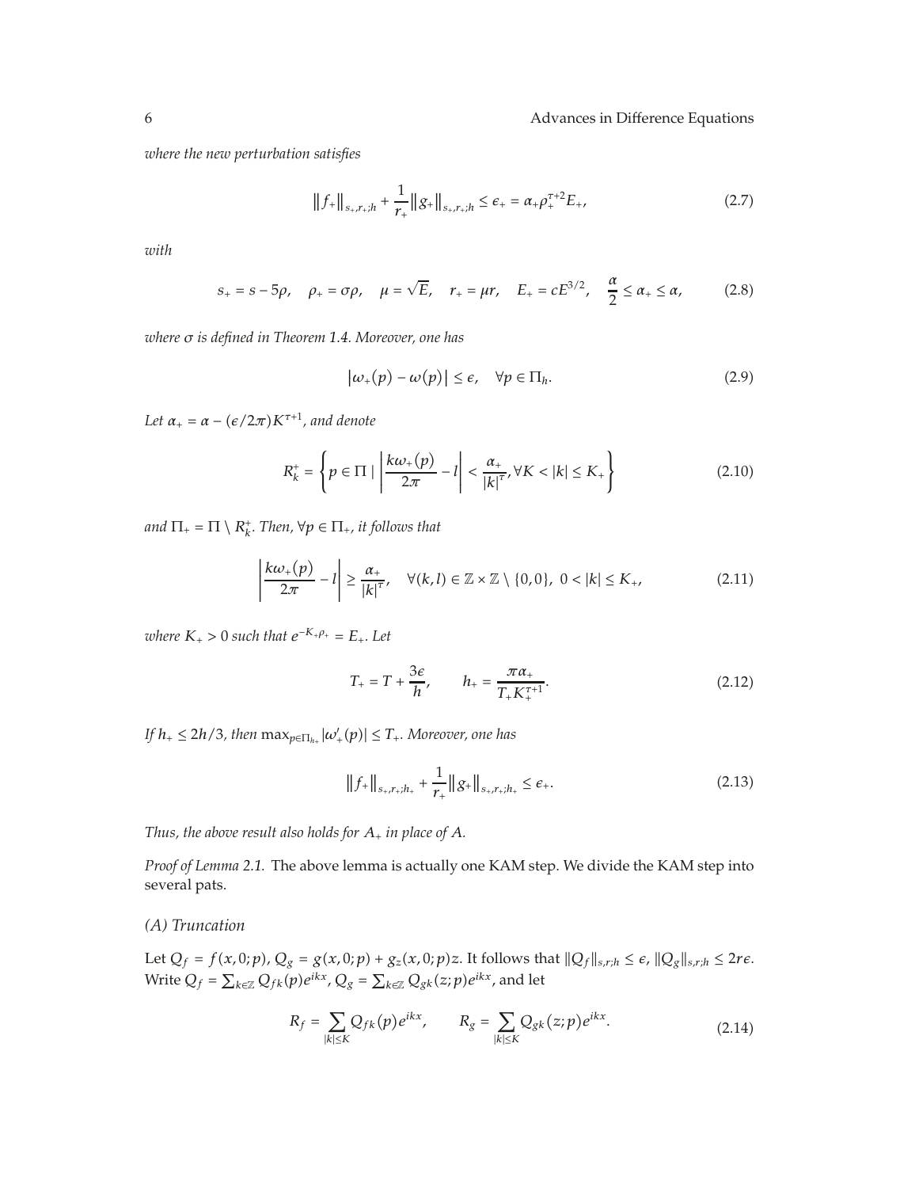*where the new perturbation satisfies*

$$\|f_+\|_{s_+,r_+;h} + \frac{1}{r_+}\|g_+\|_{s_+,r_+;h} \leq \epsilon_+ = \alpha_+ \rho_+^{\tau+2} E_+, \tag{2.7}$$

*with*

$$s_+ = s - 5\rho, \quad \rho_+ = \sigma\rho, \quad \mu = \sqrt{E}, \quad r_+ = \mu r, \quad E_+ = cE^{3/2}, \quad \frac{\alpha}{2} \leq \alpha_+ \leq \alpha, \tag{2.8}$$

*where $\sigma$ is defined in Theorem 1.4. Moreover, one has*

$$|\omega_+(p) - \omega(p)| \leq \epsilon, \quad \forall p \in \Pi_h. \tag{2.9}$$

*Let $\alpha_+ = \alpha - (\epsilon/2\pi)K^{\tau+1}$, and denote*

$$R_k^+ = \left\{ p \in \Pi \mid \left| \frac{k\omega_+(p)}{2\pi} - l \right| < \frac{\alpha_+}{|k|^\tau}, \forall K < |k| \leq K_+ \right\} \tag{2.10}$$

*and $\Pi_+ = \Pi \setminus R_k^+$. Then, $\forall p \in \Pi_+$, it follows that*

$$\left| \frac{k\omega_+(p)}{2\pi} - l \right| \geq \frac{\alpha_+}{|k|^\tau}, \quad \forall (k,l) \in \mathbb{Z} \times \mathbb{Z} \setminus \{0,0\},\ 0 < |k| \leq K_+, \tag{2.11}$$

*where $K_+ > 0$ such that $e^{-K_+\rho_+} = E_+$. Let*

$$T_+ = T + \frac{3\epsilon}{h}, \qquad h_+ = \frac{\pi\alpha_+}{T_+ K_+^{\tau+1}}. \tag{2.12}$$

*If $h_+ \leq 2h/3$, then $\max_{p\in\Pi_{h_+}} |\omega'_+(p)| \leq T_+$. Moreover, one has*

$$\|f_+\|_{s_+,r_+;h_+} + \frac{1}{r_+}\|g_+\|_{s_+,r_+;h_+} \leq \epsilon_+. \tag{2.13}$$

*Thus, the above result also holds for $A_+$ in place of $A$.*

*Proof of Lemma 2.1.* The above lemma is actually one KAM step. We divide the KAM step into several pats.

*(A) Truncation*

Let $Q_f = f(x,0;p)$, $Q_g = g(x,0;p) + g_z(x,0;p)z$. It follows that $\|Q_f\|_{s,r;h} \leq \epsilon$, $\|Q_g\|_{s,r;h} \leq 2r\epsilon$. Write $Q_f = \sum_{k\in\mathbb{Z}} Q_{fk}(p)e^{ikx}$, $Q_g = \sum_{k\in\mathbb{Z}} Q_{gk}(z;p)e^{ikx}$, and let

$$R_f = \sum_{|k|\leq K} Q_{fk}(p)e^{ikx}, \qquad R_g = \sum_{|k|\leq K} Q_{gk}(z;p)e^{ikx}. \tag{2.14}$$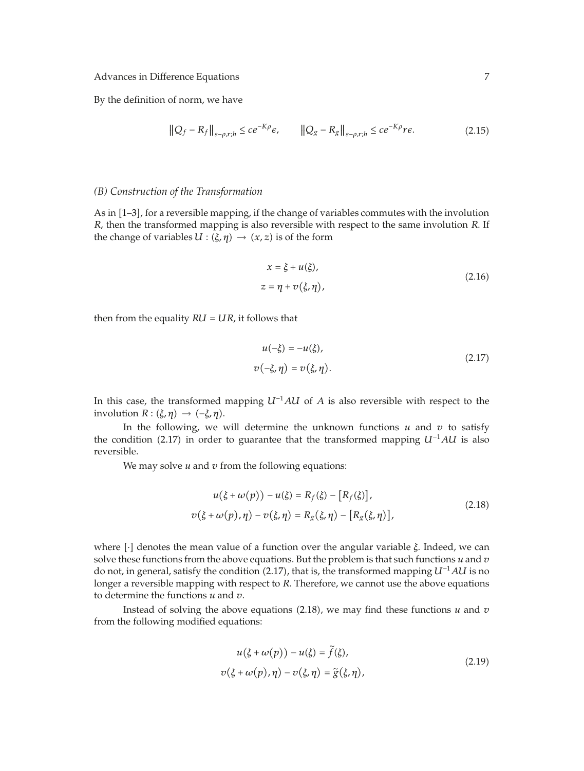By the definition of norm, we have

$$\|Q_f - R_f\|_{s-\rho,r;h} \le c e^{-K\rho}\epsilon, \qquad \|Q_g - R_g\|_{s-\rho,r;h} \le c e^{-K\rho} r\epsilon. \tag{2.15}$$

*(B) Construction of the Transformation*

As in [1–3], for a reversible mapping, if the change of variables commutes with the involution $R$, then the transformed mapping is also reversible with respect to the same involution $R$. If the change of variables $U : (\xi, \eta) \to (x, z)$ is of the form

$$\begin{aligned} x &= \xi + u(\xi), \\ z &= \eta + v(\xi, \eta), \end{aligned} \tag{2.16}$$

then from the equality $RU = UR$, it follows that

$$\begin{aligned} u(-\xi) &= -u(\xi), \\ v(-\xi, \eta) &= v(\xi, \eta). \end{aligned} \tag{2.17}$$

In this case, the transformed mapping $U^{-1}AU$ of $A$ is also reversible with respect to the involution $R : (\xi, \eta) \to (-\xi, \eta)$.

In the following, we will determine the unknown functions $u$ and $v$ to satisfy the condition (2.17) in order to guarantee that the transformed mapping $U^{-1}AU$ is also reversible.

We may solve $u$ and $v$ from the following equations:

$$\begin{aligned} u(\xi + \omega(p)) - u(\xi) &= R_f(\xi) - [R_f(\xi)], \\ v(\xi + \omega(p), \eta) - v(\xi, \eta) &= R_g(\xi, \eta) - [R_g(\xi, \eta)], \end{aligned} \tag{2.18}$$

where $[\cdot]$ denotes the mean value of a function over the angular variable $\xi$. Indeed, we can solve these functions from the above equations. But the problem is that such functions $u$ and $v$ do not, in general, satisfy the condition (2.17), that is, the transformed mapping $U^{-1}AU$ is no longer a reversible mapping with respect to $R$. Therefore, we cannot use the above equations to determine the functions $u$ and $v$.

Instead of solving the above equations (2.18), we may find these functions $u$ and $v$ from the following modified equations:

$$\begin{aligned} u(\xi + \omega(p)) - u(\xi) &= \tilde{f}(\xi), \\ v(\xi + \omega(p), \eta) - v(\xi, \eta) &= \tilde{g}(\xi, \eta), \end{aligned} \tag{2.19}$$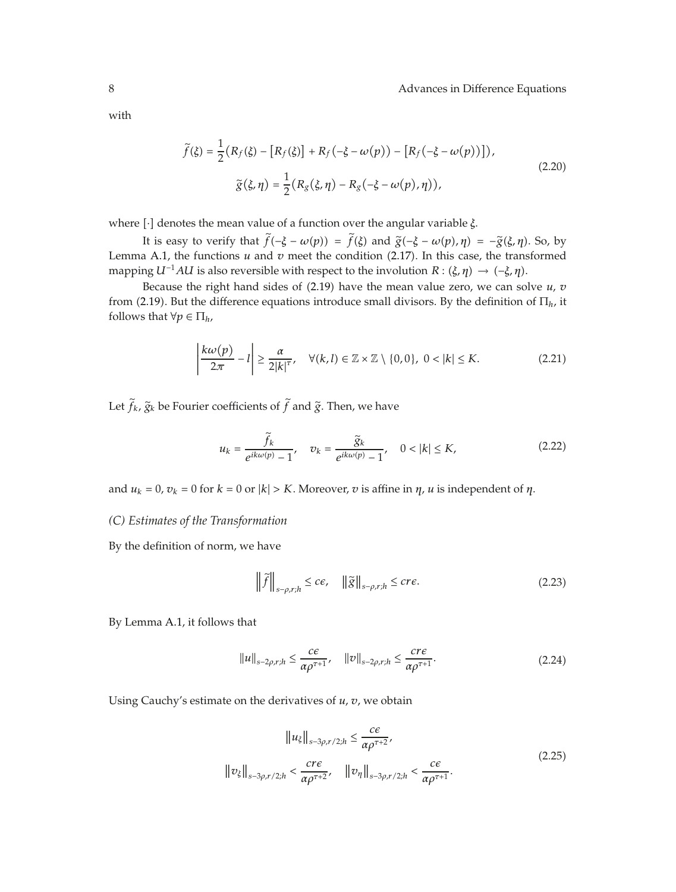with

$$
\begin{gathered}
\widetilde{f}(\xi) = \frac{1}{2}\left(R_f(\xi) - \left[R_f(\xi)\right] + R_f\left(-\xi - \omega(p)\right) - \left[R_f\left(-\xi - \omega(p)\right)\right]\right), \\
\widetilde{g}(\xi, \eta) = \frac{1}{2}\left(R_g(\xi, \eta) - R_g\left(-\xi - \omega(p), \eta\right)\right),
\end{gathered}
\tag{2.20}
$$

where $[\cdot]$ denotes the mean value of a function over the angular variable $\xi$.

It is easy to verify that $\widetilde{f}(-\xi - \omega(p)) = \widetilde{f}(\xi)$ and $\widetilde{g}(-\xi - \omega(p), \eta) = -\widetilde{g}(\xi, \eta)$. So, by Lemma A.1, the functions $u$ and $v$ meet the condition (2.17). In this case, the transformed mapping $U^{-1}AU$ is also reversible with respect to the involution $R : (\xi, \eta) \to (-\xi, \eta)$.

Because the right hand sides of (2.19) have the mean value zero, we can solve $u$, $v$ from (2.19). But the difference equations introduce small divisors. By the definition of $\Pi_h$, it follows that $\forall p \in \Pi_h$,

$$
\left| \frac{k\omega(p)}{2\pi} - l \right| \geq \frac{\alpha}{2|k|^{\tau}}, \quad \forall (k, l) \in \mathbb{Z} \times \mathbb{Z} \setminus \{0, 0\},\ 0 < |k| \leq K.
\tag{2.21}
$$

Let $\widetilde{f}_k$, $\widetilde{g}_k$ be Fourier coefficients of $\widetilde{f}$ and $\widetilde{g}$. Then, we have

$$
u_k = \frac{\widetilde{f}_k}{e^{ik\omega(p)} - 1}, \quad v_k = \frac{\widetilde{g}_k}{e^{ik\omega(p)} - 1}, \quad 0 < |k| \leq K,
\tag{2.22}
$$

and $u_k = 0$, $v_k = 0$ for $k = 0$ or $|k| > K$. Moreover, $v$ is affine in $\eta$, $u$ is independent of $\eta$.

*(C) Estimates of the Transformation*

By the definition of norm, we have

$$
\left\| \widetilde{f} \right\|_{s-\rho, r; h} \leq c\epsilon, \quad \left\| \widetilde{g} \right\|_{s-\rho, r; h} \leq cr\epsilon.
\tag{2.23}
$$

By Lemma A.1, it follows that

$$
\|u\|_{s-2\rho, r; h} \leq \frac{c\epsilon}{\alpha\rho^{\tau+1}}, \quad \|v\|_{s-2\rho, r; h} \leq \frac{cr\epsilon}{\alpha\rho^{\tau+1}}.
\tag{2.24}
$$

Using Cauchy's estimate on the derivatives of $u$, $v$, we obtain

$$
\begin{gathered}
\left\| u_{\xi} \right\|_{s-3\rho, r/2; h} \leq \frac{c\epsilon}{\alpha\rho^{\tau+2}}, \\
\left\| v_{\xi} \right\|_{s-3\rho, r/2; h} < \frac{cr\epsilon}{\alpha\rho^{\tau+2}}, \quad \left\| v_{\eta} \right\|_{s-3\rho, r/2; h} < \frac{c\epsilon}{\alpha\rho^{\tau+1}}.
\end{gathered}
\tag{2.25}
$$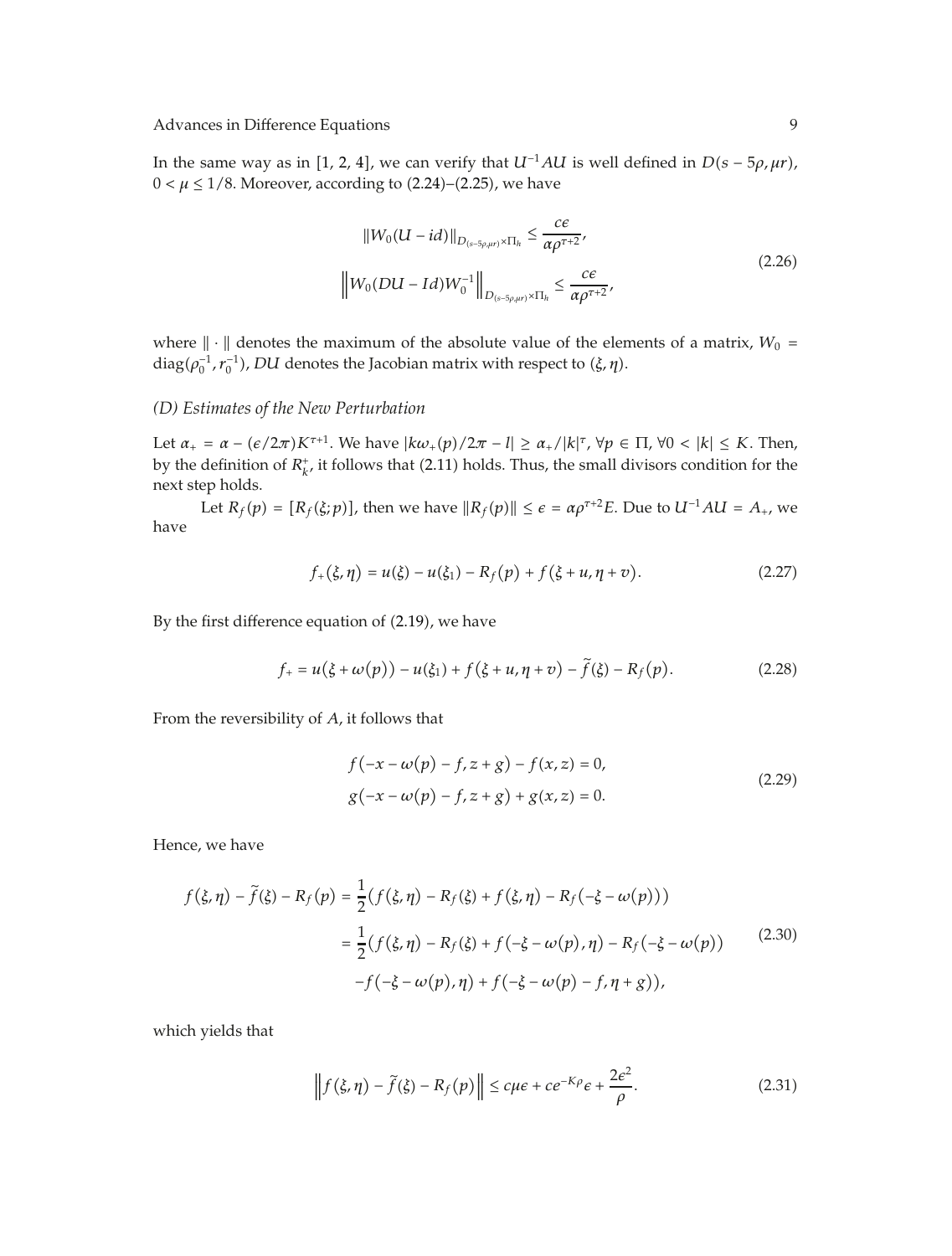In the same way as in [1, 2, 4], we can verify that $U^{-1}AU$ is well defined in $D(s-5\rho, \mu r)$, $0 < \mu \leq 1/8$. Moreover, according to (2.24)–(2.25), we have

$$
\begin{aligned}
\|W_0(U - id)\|_{D_{(s-5\rho,\mu r)}\times\Pi_h} &\leq \frac{c\epsilon}{\alpha\rho^{\tau+2}}, \\
\left\|W_0(DU - Id)W_0^{-1}\right\|_{D_{(s-5\rho,\mu r)}\times\Pi_h} &\leq \frac{c\epsilon}{\alpha\rho^{\tau+2}},
\end{aligned}
\tag{2.26}
$$

where $\|\cdot\|$ denotes the maximum of the absolute value of the elements of a matrix, $W_0 = \operatorname{diag}(\rho_0^{-1}, r_0^{-1})$, $DU$ denotes the Jacobian matrix with respect to $(\xi, \eta)$.

### *(D) Estimates of the New Perturbation*

Let $\alpha_+ = \alpha - (\epsilon/2\pi)K^{\tau+1}$. We have $|k\omega_+(p)/2\pi - l| \geq \alpha_+/|k|^\tau$, $\forall p \in \Pi$, $\forall 0 < |k| \leq K$. Then, by the definition of $R_k^+$, it follows that (2.11) holds. Thus, the small divisors condition for the next step holds.

Let $R_f(p) = [R_f(\xi; p)]$, then we have $\|R_f(p)\| \leq \epsilon = \alpha\rho^{\tau+2}E$. Due to $U^{-1}AU = A_+$, we have

$$
f_+(\xi, \eta) = u(\xi) - u(\xi_1) - R_f(p) + f(\xi + u, \eta + v). \tag{2.27}
$$

By the first difference equation of (2.19), we have

$$
f_+ = u(\xi + \omega(p)) - u(\xi_1) + f(\xi + u, \eta + v) - \widetilde{f}(\xi) - R_f(p). \tag{2.28}
$$

From the reversibility of $A$, it follows that

$$
\begin{aligned}
f(-x - \omega(p) - f, z + g) - f(x, z) &= 0, \\
g(-x - \omega(p) - f, z + g) + g(x, z) &= 0.
\end{aligned}
\tag{2.29}
$$

Hence, we have

$$
\begin{aligned}
f(\xi, \eta) - \widetilde{f}(\xi) - R_f(p) &= \frac{1}{2}\big(f(\xi, \eta) - R_f(\xi) + f(\xi, \eta) - R_f(-\xi - \omega(p))\big) \\
&= \frac{1}{2}\big(f(\xi, \eta) - R_f(\xi) + f(-\xi - \omega(p), \eta) - R_f(-\xi - \omega(p)) \\
&\quad - f(-\xi - \omega(p), \eta) + f(-\xi - \omega(p) - f, \eta + g)\big),
\end{aligned}
\tag{2.30}
$$

which yields that

$$
\left\|f(\xi, \eta) - \widetilde{f}(\xi) - R_f(p)\right\| \leq c\mu\epsilon + ce^{-K\rho}\epsilon + \frac{2\epsilon^2}{\rho}. \tag{2.31}
$$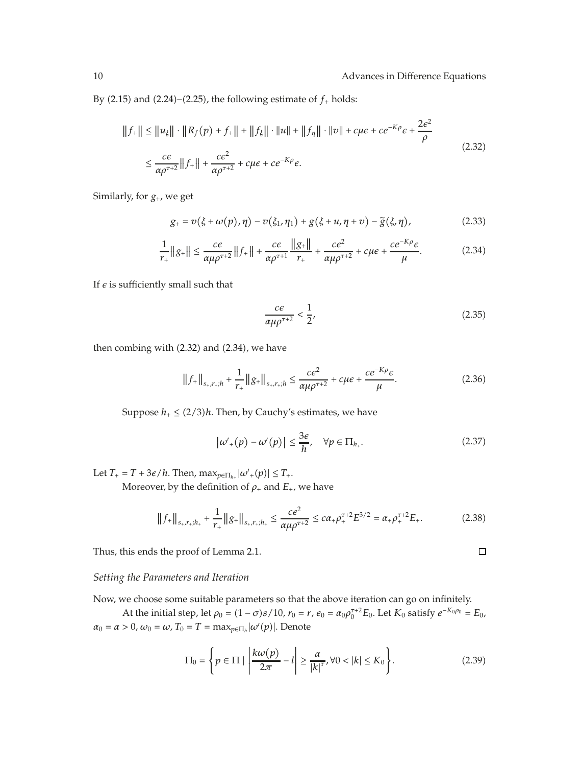By (2.15) and (2.24)–(2.25), the following estimate of $f_+$ holds:

$$
\begin{aligned}
\|f_+\| &\leq \|u_\xi\| \cdot \|R_f(p) + f_+\| + \|f_\xi\| \cdot \|u\| + \|f_\eta\| \cdot \|v\| + c\mu\epsilon + ce^{-K\rho}\epsilon + \frac{2\epsilon^2}{\rho} \\
&\leq \frac{c\epsilon}{\alpha\rho^{\tau+2}}\|f_+\| + \frac{c\epsilon^2}{\alpha\rho^{\tau+2}} + c\mu\epsilon + ce^{-K\rho}\epsilon.
\end{aligned}
\tag{2.32}
$$

Similarly, for $g_+$, we get

$$
g_+ = v(\xi + \omega(p), \eta) - v(\xi_1, \eta_1) + g(\xi + u, \eta + v) - \tilde{g}(\xi, \eta),
\tag{2.33}
$$

$$
\frac{1}{r_+}\|g_+\| \leq \frac{c\epsilon}{\alpha\mu\rho^{\tau+2}}\|f_+\| + \frac{c\epsilon}{\alpha\rho^{\tau+1}}\frac{\|g_+\|}{r_+} + \frac{c\epsilon^2}{\alpha\mu\rho^{\tau+2}} + c\mu\epsilon + \frac{ce^{-K\rho}\epsilon}{\mu}.
\tag{2.34}
$$

If $\epsilon$ is sufficiently small such that

$$
\frac{c\epsilon}{\alpha\mu\rho^{\tau+2}} < \frac{1}{2},
\tag{2.35}
$$

then combing with (2.32) and (2.34), we have

$$
\|f_+\|_{s_+,r_+;h} + \frac{1}{r_+}\|g_+\|_{s_+,r_+;h} \leq \frac{c\epsilon^2}{\alpha\mu\rho^{\tau+2}} + c\mu\epsilon + \frac{ce^{-K\rho}\epsilon}{\mu}.
\tag{2.36}
$$

Suppose $h_+ \leq (2/3)h$. Then, by Cauchy's estimates, we have

$$
\left|\omega'_+(p) - \omega'(p)\right| \leq \frac{3\epsilon}{h}, \quad \forall p \in \Pi_{h_+}.
\tag{2.37}
$$

Let $T_+ = T + 3\epsilon/h$. Then, $\max_{p\in\Pi_{h_+}}|\omega'_+(p)| \leq T_+$.

Moreover, by the definition of $\rho_+$ and $E_+$, we have

$$
\|f_+\|_{s_+,r_+;h_+} + \frac{1}{r_+}\|g_+\|_{s_+,r_+;h_+} \leq \frac{c\epsilon^2}{\alpha\mu\rho^{\tau+2}} \leq c\alpha_+\rho_+^{\tau+2}E^{3/2} = \alpha_+\rho_+^{\tau+2}E_+.
\tag{2.38}
$$

Thus, this ends the proof of Lemma 2.1. □

*Setting the Parameters and Iteration*

Now, we choose some suitable parameters so that the above iteration can go on infinitely.

At the initial step, let $\rho_0 = (1-\sigma)s/10$, $r_0 = r$, $\epsilon_0 = \alpha_0\rho_0^{\tau+2}E_0$. Let $K_0$ satisfy $e^{-K_0\rho_0} = E_0$, $\alpha_0 = \alpha > 0$, $\omega_0 = \omega$, $T_0 = T = \max_{p\in\Pi_h}|\omega'(p)|$. Denote

$$
\Pi_0 = \left\{ p \in \Pi \mid \left|\frac{k\omega(p)}{2\pi} - l\right| \geq \frac{\alpha}{|k|^\tau}, \forall 0 < |k| \leq K_0 \right\}.
\tag{2.39}
$$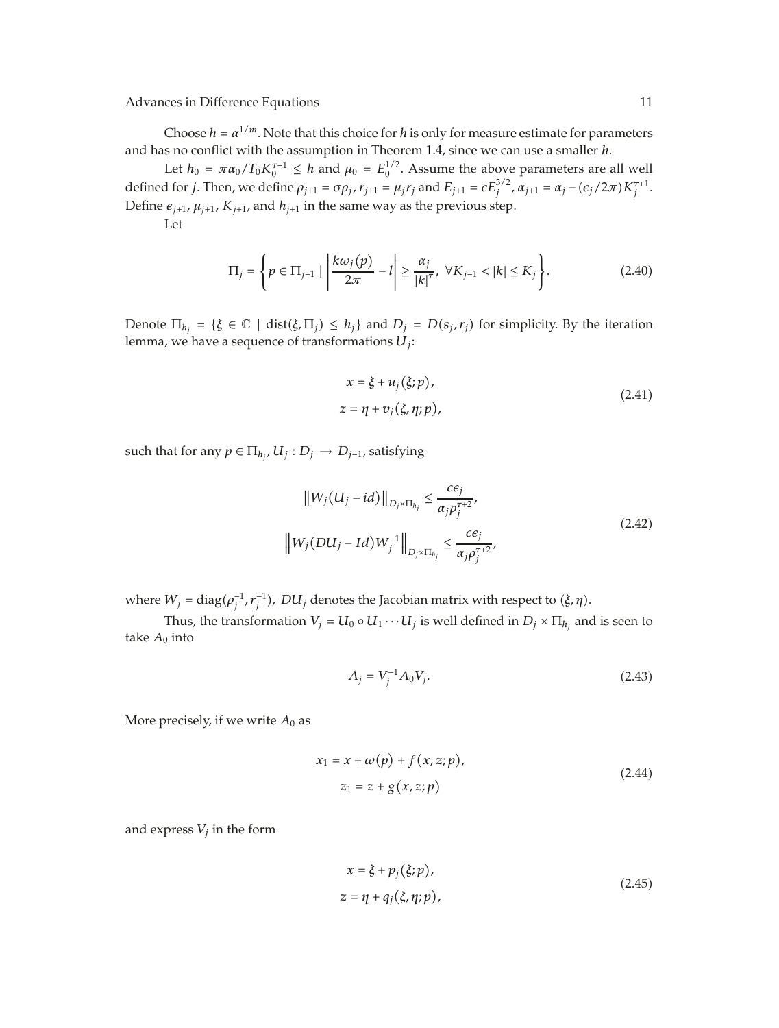Choose $h = \alpha^{1/m}$. Note that this choice for $h$ is only for measure estimate for parameters and has no conflict with the assumption in Theorem 1.4, since we can use a smaller $h$.

Let $h_0 = \pi\alpha_0/T_0K_0^{\tau+1} \le h$ and $\mu_0 = E_0^{1/2}$. Assume the above parameters are all well defined for $j$. Then, we define $\rho_{j+1} = \sigma\rho_j$, $r_{j+1} = \mu_j r_j$ and $E_{j+1} = cE_j^{3/2}$, $\alpha_{j+1} = \alpha_j - (\epsilon_j/2\pi)K_j^{\tau+1}$. Define $\epsilon_{j+1}$, $\mu_{j+1}$, $K_{j+1}$, and $h_{j+1}$ in the same way as the previous step.

Let

$$\Pi_j = \left\{ p \in \Pi_{j-1} \mid \left| \frac{k\omega_j(p)}{2\pi} - l \right| \ge \frac{\alpha_j}{|k|^\tau},\ \forall K_{j-1} < |k| \le K_j \right\}. \tag{2.40}$$

Denote $\Pi_{h_j} = \{\xi \in \mathbb{C} \mid \operatorname{dist}(\xi, \Pi_j) \le h_j\}$ and $D_j = D(s_j, r_j)$ for simplicity. By the iteration lemma, we have a sequence of transformations $U_j$:

$$\begin{aligned} x &= \xi + u_j(\xi; p), \\ z &= \eta + v_j(\xi, \eta; p), \end{aligned} \tag{2.41}$$

such that for any $p \in \Pi_{h_j}$, $U_j : D_j \to D_{j-1}$, satisfying

$$\begin{aligned} \left\| W_j(U_j - id) \right\|_{D_j \times \Pi_{h_j}} &\le \frac{c\epsilon_j}{\alpha_j \rho_j^{\tau+2}}, \\ \left\| W_j(DU_j - Id)W_j^{-1} \right\|_{D_j \times \Pi_{h_j}} &\le \frac{c\epsilon_j}{\alpha_j \rho_j^{\tau+2}}, \end{aligned} \tag{2.42}$$

where $W_j = \operatorname{diag}(\rho_j^{-1}, r_j^{-1})$, $DU_j$ denotes the Jacobian matrix with respect to $(\xi, \eta)$.

Thus, the transformation $V_j = U_0 \circ U_1 \cdots U_j$ is well defined in $D_j \times \Pi_{h_j}$ and is seen to take $A_0$ into

$$A_j = V_j^{-1} A_0 V_j. \tag{2.43}$$

More precisely, if we write $A_0$ as

$$\begin{aligned} x_1 &= x + \omega(p) + f(x, z; p), \\ z_1 &= z + g(x, z; p) \end{aligned} \tag{2.44}$$

and express $V_j$ in the form

$$\begin{aligned} x &= \xi + p_j(\xi; p), \\ z &= \eta + q_j(\xi, \eta; p), \end{aligned} \tag{2.45}$$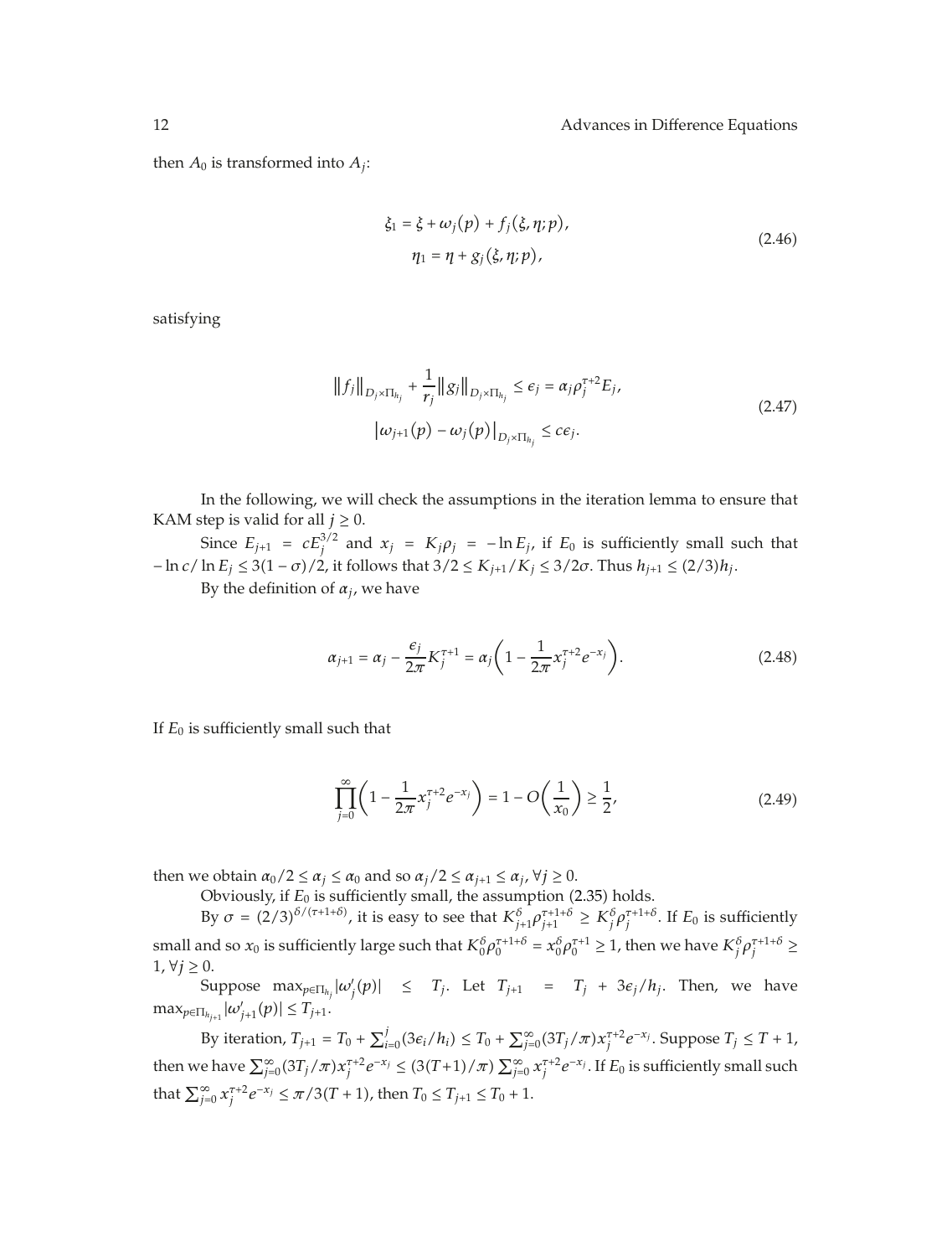then $A_0$ is transformed into $A_j$:

$$
\begin{aligned}
\xi_1 &= \xi + \omega_j(p) + f_j(\xi, \eta; p), \\
\eta_1 &= \eta + g_j(\xi, \eta; p),
\end{aligned}
\tag{2.46}
$$

satisfying

$$
\begin{gathered}
\|f_j\|_{D_j \times \Pi_{h_j}} + \frac{1}{r_j}\|g_j\|_{D_j \times \Pi_{h_j}} \le \epsilon_j = \alpha_j \rho_j^{\tau+2} E_j, \\
|\omega_{j+1}(p) - \omega_j(p)|_{D_j \times \Pi_{h_j}} \le c\epsilon_j.
\end{gathered}
\tag{2.47}
$$

In the following, we will check the assumptions in the iteration lemma to ensure that KAM step is valid for all $j \ge 0$.

Since $E_{j+1} = cE_j^{3/2}$ and $x_j = K_j \rho_j = -\ln E_j$, if $E_0$ is sufficiently small such that $-\ln c / \ln E_j \le 3(1-\sigma)/2$, it follows that $3/2 \le K_{j+1}/K_j \le 3/2\sigma$. Thus $h_{j+1} \le (2/3)h_j$.

By the definition of $\alpha_j$, we have

$$
\alpha_{j+1} = \alpha_j - \frac{\epsilon_j}{2\pi} K_j^{\tau+1} = \alpha_j \left(1 - \frac{1}{2\pi} x_j^{\tau+2} e^{-x_j}\right).
\tag{2.48}
$$

If $E_0$ is sufficiently small such that

$$
\prod_{j=0}^{\infty} \left(1 - \frac{1}{2\pi} x_j^{\tau+2} e^{-x_j}\right) = 1 - O\left(\frac{1}{x_0}\right) \ge \frac{1}{2},
\tag{2.49}
$$

then we obtain $\alpha_0/2 \le \alpha_j \le \alpha_0$ and so $\alpha_j/2 \le \alpha_{j+1} \le \alpha_j$, $\forall j \ge 0$.

Obviously, if $E_0$ is sufficiently small, the assumption (2.35) holds.

By $\sigma = (2/3)^{\delta/(\tau+1+\delta)}$, it is easy to see that $K_{j+1}^{\delta} \rho_{j+1}^{\tau+1+\delta} \ge K_j^{\delta} \rho_j^{\tau+1+\delta}$. If $E_0$ is sufficiently small and so $x_0$ is sufficiently large such that $K_0^{\delta} \rho_0^{\tau+1+\delta} = x_0^{\delta} \rho_0^{\tau+1} \ge 1$, then we have $K_j^{\delta} \rho_j^{\tau+1+\delta} \ge 1$, $\forall j \ge 0$.

Suppose $\max_{p \in \Pi_{h_j}} |\omega_j'(p)| \le T_j$. Let $T_{j+1} = T_j + 3\epsilon_j / h_j$. Then, we have $\max_{p \in \Pi_{h_{j+1}}} |\omega_{j+1}'(p)| \le T_{j+1}$.

By iteration, $T_{j+1} = T_0 + \sum_{i=0}^{j} (3\epsilon_i / h_i) \le T_0 + \sum_{j=0}^{\infty} (3T_j/\pi) x_j^{\tau+2} e^{-x_j}$. Suppose $T_j \le T + 1$, then we have $\sum_{j=0}^{\infty} (3T_j/\pi) x_j^{\tau+2} e^{-x_j} \le (3(T+1)/\pi) \sum_{j=0}^{\infty} x_j^{\tau+2} e^{-x_j}$. If $E_0$ is sufficiently small such that $\sum_{j=0}^{\infty} x_j^{\tau+2} e^{-x_j} \le \pi / 3(T+1)$, then $T_0 \le T_{j+1} \le T_0 + 1$.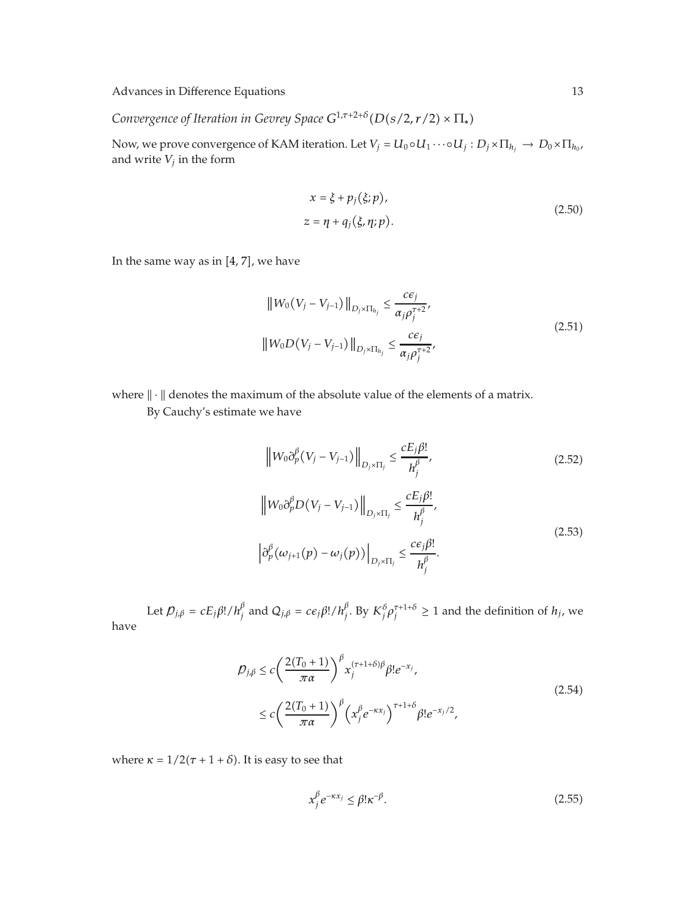*Convergence of Iteration in Gevrey Space $G^{1,\tau+2+\delta}(D(s/2, r/2) \times \Pi_*)$*

Now, we prove convergence of KAM iteration. Let $V_j = U_0 \circ U_1 \cdots \circ U_j : D_j \times \Pi_{h_j} \to D_0 \times \Pi_{h_0}$, and write $V_j$ in the form

$$
\begin{aligned}
x &= \xi + p_j(\xi; p), \\
z &= \eta + q_j(\xi, \eta; p).
\end{aligned}
\tag{2.50}
$$

In the same way as in [4, 7], we have

$$
\begin{aligned}
\left\| W_0 \left( V_j - V_{j-1} \right) \right\|_{D_j \times \Pi_{h_j}} &\leq \frac{c\epsilon_j}{\alpha_j \rho_j^{\tau+2}}, \\
\left\| W_0 D \left( V_j - V_{j-1} \right) \right\|_{D_j \times \Pi_{h_j}} &\leq \frac{c\epsilon_j}{\alpha_j \rho_j^{\tau+2}},
\end{aligned}
\tag{2.51}
$$

where $\| \cdot \|$ denotes the maximum of the absolute value of the elements of a matrix.

By Cauchy's estimate we have

$$
\left\| W_0 \partial_p^\beta \left( V_j - V_{j-1} \right) \right\|_{D_j \times \Pi_j} \leq \frac{c E_j \beta!}{h_j^\beta},
\tag{2.52}
$$

$$
\begin{aligned}
\left\| W_0 \partial_p^\beta D \left( V_j - V_{j-1} \right) \right\|_{D_j \times \Pi_j} &\leq \frac{c E_j \beta!}{h_j^\beta}, \\
\left| \partial_p^\beta \left( \omega_{j+1}(p) - \omega_j(p) \right) \right|_{D_j \times \Pi_j} &\leq \frac{c\epsilon_j \beta!}{h_j^\beta}.
\end{aligned}
\tag{2.53}
$$

Let $\mathcal{P}_{j,\beta} = c E_j \beta! / h_j^\beta$ and $\mathcal{Q}_{j,\beta} = c\epsilon_j \beta! / h_j^\beta$. By $K_j^\delta \rho_j^{\tau+1+\delta} \geq 1$ and the definition of $h_j$, we have

$$
\begin{aligned}
\mathcal{P}_{j,\beta} &\leq c \left( \frac{2(T_0+1)}{\pi\alpha} \right)^\beta x_j^{(\tau+1+\delta)\beta} \beta! e^{-x_j}, \\
&\leq c \left( \frac{2(T_0+1)}{\pi\alpha} \right)^\beta \left( x_j^\beta e^{-\kappa x_j} \right)^{\tau+1+\delta} \beta! e^{-x_j/2},
\end{aligned}
\tag{2.54}
$$

where $\kappa = 1/2(\tau + 1 + \delta)$. It is easy to see that

$$
x_j^\beta e^{-\kappa x_j} \leq \beta! \kappa^{-\beta}.
\tag{2.55}
$$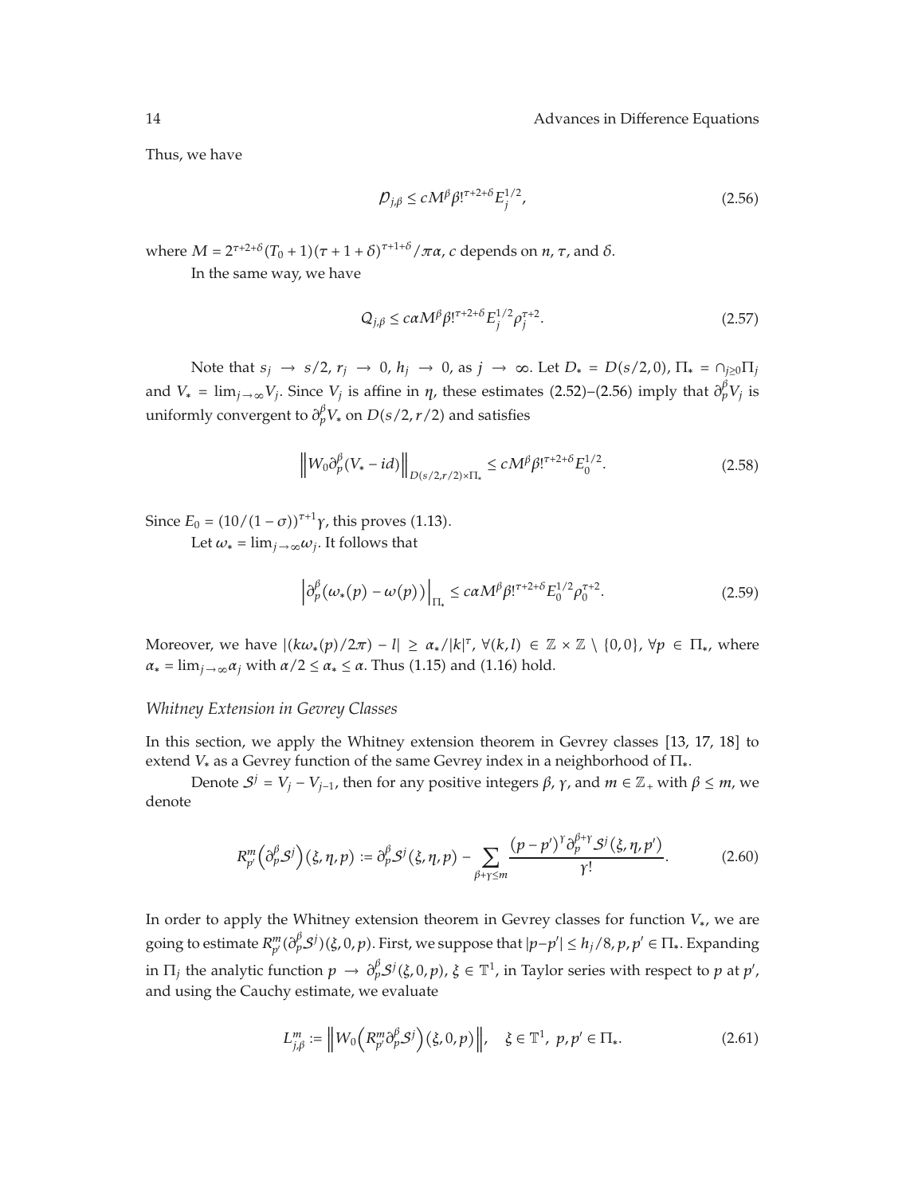Thus, we have

$$\mathcal{P}_{j,\beta} \leq cM^{\beta}\beta!^{\tau+2+\delta}E_j^{1/2}, \tag{2.56}$$

where $M = 2^{\tau+2+\delta}(T_0+1)(\tau+1+\delta)^{\tau+1+\delta}/\pi\alpha$, $c$ depends on $n$, $\tau$, and $\delta$.

In the same way, we have

$$\mathcal{Q}_{j,\beta} \leq c\alpha M^{\beta}\beta!^{\tau+2+\delta}E_j^{1/2}\rho_j^{\tau+2}. \tag{2.57}$$

Note that $s_j \to s/2$, $r_j \to 0$, $h_j \to 0$, as $j \to \infty$. Let $D_* = D(s/2, 0)$, $\Pi_* = \cap_{j\geq 0}\Pi_j$ and $V_* = \lim_{j\to\infty} V_j$. Since $V_j$ is affine in $\eta$, these estimates (2.52)–(2.56) imply that $\partial_p^{\beta}V_j$ is uniformly convergent to $\partial_p^{\beta}V_*$ on $D(s/2, r/2)$ and satisfies

$$\left\| W_0 \partial_p^{\beta}(V_* - id) \right\|_{D(s/2,r/2)\times\Pi_*} \leq cM^{\beta}\beta!^{\tau+2+\delta}E_0^{1/2}. \tag{2.58}$$

Since $E_0 = (10/(1-\sigma))^{\tau+1}\gamma$, this proves (1.13).

Let $\omega_* = \lim_{j\to\infty}\omega_j$. It follows that

$$\left| \partial_p^{\beta}(\omega_*(p) - \omega(p)) \right|_{\Pi_*} \leq c\alpha M^{\beta}\beta!^{\tau+2+\delta}E_0^{1/2}\rho_0^{\tau+2}. \tag{2.59}$$

Moreover, we have $|(k\omega_*(p)/2\pi) - l| \geq \alpha_*/|k|^{\tau}$, $\forall (k,l) \in \mathbb{Z}\times\mathbb{Z}\setminus\{0,0\}$, $\forall p \in \Pi_*$, where $\alpha_* = \lim_{j\to\infty}\alpha_j$ with $\alpha/2 \leq \alpha_* \leq \alpha$. Thus (1.15) and (1.16) hold.

### *Whitney Extension in Gevrey Classes*

In this section, we apply the Whitney extension theorem in Gevrey classes [13, 17, 18] to extend $V_*$ as a Gevrey function of the same Gevrey index in a neighborhood of $\Pi_*$.

Denote $\mathcal{S}^j = V_j - V_{j-1}$, then for any positive integers $\beta$, $\gamma$, and $m \in \mathbb{Z}_+$ with $\beta \leq m$, we denote

$$R_{p'}^m\left(\partial_p^{\beta}\mathcal{S}^j\right)(\xi,\eta,p) := \partial_p^{\beta}\mathcal{S}^j(\xi,\eta,p) - \sum_{\beta+\gamma\leq m}\frac{(p-p')^{\gamma}\partial_p^{\beta+\gamma}\mathcal{S}^j(\xi,\eta,p')}{\gamma!}. \tag{2.60}$$

In order to apply the Whitney extension theorem in Gevrey classes for function $V_*$, we are going to estimate $R_{p'}^m(\partial_p^{\beta}\mathcal{S}^j)(\xi,0,p)$. First, we suppose that $|p-p'| \leq h_j/8$, $p, p' \in \Pi_*$. Expanding in $\Pi_j$ the analytic function $p \to \partial_p^{\beta}\mathcal{S}^j(\xi,0,p)$, $\xi \in \mathbb{T}^1$, in Taylor series with respect to $p$ at $p'$, and using the Cauchy estimate, we evaluate

$$L_{j,\beta}^m := \left\| W_0\left(R_{p'}^m\partial_p^{\beta}\mathcal{S}^j\right)(\xi,0,p) \right\|, \quad \xi \in \mathbb{T}^1,\ p,p' \in \Pi_*. \tag{2.61}$$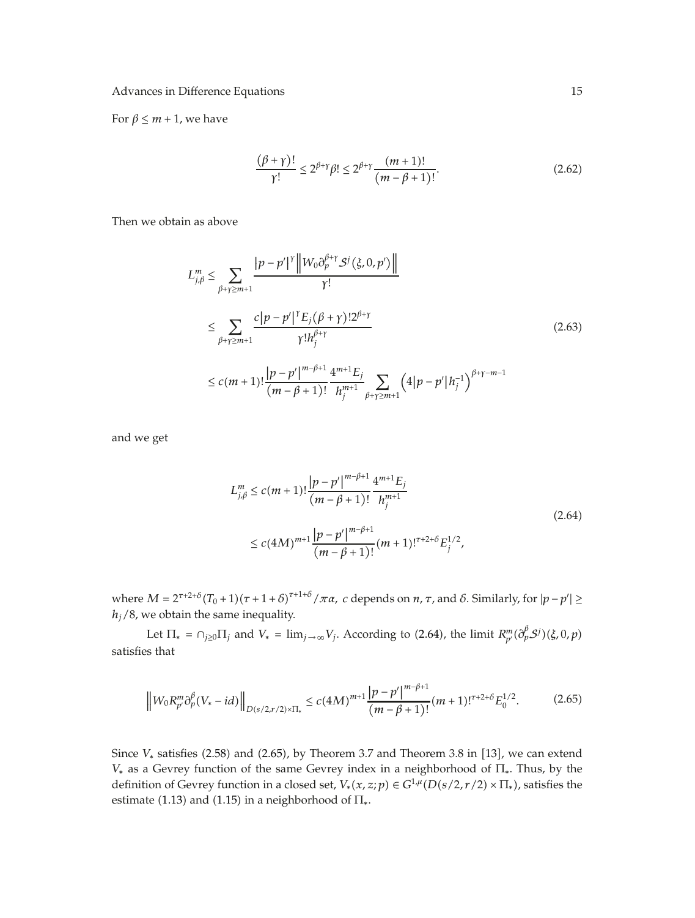For $\beta \le m+1$, we have

$$\frac{(\beta+\gamma)!}{\gamma!} \le 2^{\beta+\gamma}\beta! \le 2^{\beta+\gamma}\frac{(m+1)!}{(m-\beta+1)!}. \tag{2.62}$$

Then we obtain as above

$$\begin{aligned}
L^m_{j,\beta} &\le \sum_{\beta+\gamma\ge m+1} \frac{|p-p'|^{\gamma}\left\|W_0\partial_p^{\beta+\gamma}\mathcal{S}^j(\xi,0,p')\right\|}{\gamma!} \\
&\le \sum_{\beta+\gamma\ge m+1} \frac{c|p-p'|^{\gamma}E_j(\beta+\gamma)!2^{\beta+\gamma}}{\gamma! h_j^{\beta+\gamma}} \\
&\le c(m+1)!\frac{|p-p'|^{m-\beta+1}}{(m-\beta+1)!}\frac{4^{m+1}E_j}{h_j^{m+1}}\sum_{\beta+\gamma\ge m+1}\left(4|p-p'|h_j^{-1}\right)^{\beta+\gamma-m-1}
\end{aligned} \tag{2.63}$$

and we get

$$\begin{aligned}
L^m_{j,\beta} &\le c(m+1)!\frac{|p-p'|^{m-\beta+1}}{(m-\beta+1)!}\frac{4^{m+1}E_j}{h_j^{m+1}} \\
&\le c(4M)^{m+1}\frac{|p-p'|^{m-\beta+1}}{(m-\beta+1)!}(m+1)!^{\tau+2+\delta}E_j^{1/2},
\end{aligned} \tag{2.64}$$

where $M = 2^{\tau+2+\delta}(T_0+1)(\tau+1+\delta)^{\tau+1+\delta}/\pi\alpha$, $c$ depends on $n$, $\tau$, and $\delta$. Similarly, for $|p-p'| \ge h_j/8$, we obtain the same inequality.

Let $\Pi_* = \cap_{j\ge 0}\Pi_j$ and $V_* = \lim_{j\to\infty}V_j$. According to (2.64), the limit $R^m_{p'}(\partial_p^{\beta}\mathcal{S}^j)(\xi,0,p)$ satisfies that

$$\left\|W_0 R^m_{p'}\partial_p^{\beta}(V_*-id)\right\|_{D(s/2,r/2)\times\Pi_*} \le c(4M)^{m+1}\frac{|p-p'|^{m-\beta+1}}{(m-\beta+1)!}(m+1)!^{\tau+2+\delta}E_0^{1/2}. \tag{2.65}$$

Since $V_*$ satisfies (2.58) and (2.65), by Theorem 3.7 and Theorem 3.8 in [13], we can extend $V_*$ as a Gevrey function of the same Gevrey index in a neighborhood of $\Pi_*$. Thus, by the definition of Gevrey function in a closed set, $V_*(x,z;p) \in G^{1,\mu}(D(s/2,r/2)\times\Pi_*)$, satisfies the estimate (1.13) and (1.15) in a neighborhood of $\Pi_*$.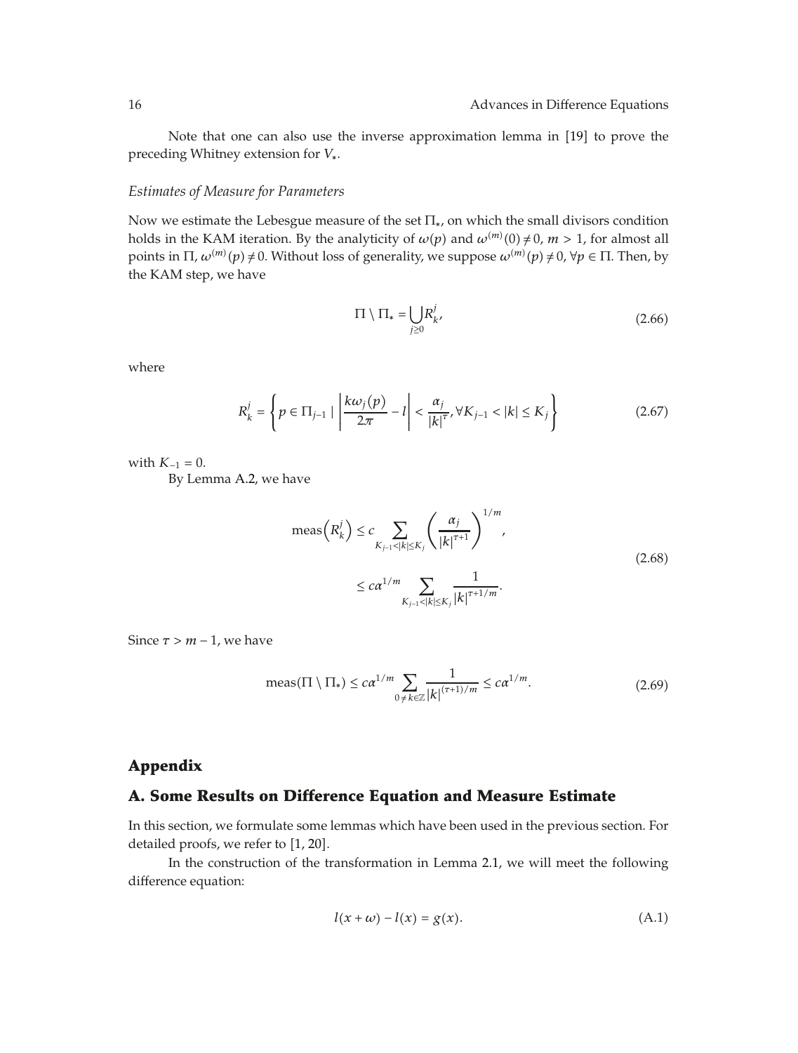Note that one can also use the inverse approximation lemma in [19] to prove the preceding Whitney extension for $V_*$.

*Estimates of Measure for Parameters*

Now we estimate the Lebesgue measure of the set $\Pi_*$, on which the small divisors condition holds in the KAM iteration. By the analyticity of $\omega(p)$ and $\omega^{(m)}(0) \neq 0$, $m > 1$, for almost all points in $\Pi$, $\omega^{(m)}(p) \neq 0$. Without loss of generality, we suppose $\omega^{(m)}(p) \neq 0$, $\forall p \in \Pi$. Then, by the KAM step, we have

$$\Pi \setminus \Pi_* = \bigcup_{j \geq 0} R_k^j, \tag{2.66}$$

where

$$R_k^j = \left\{ p \in \Pi_{j-1} \mid \left| \frac{k\omega_j(p)}{2\pi} - l \right| < \frac{\alpha_j}{|k|^\tau}, \forall K_{j-1} < |k| \leq K_j \right\} \tag{2.67}$$

with $K_{-1} = 0$.

By Lemma A.2, we have

$$\begin{aligned} \operatorname{meas}\left(R_k^j\right) &\leq c \sum_{K_{j-1}<|k|\leq K_j} \left( \frac{\alpha_j}{|k|^{\tau+1}} \right)^{1/m}, \\ &\leq c\alpha^{1/m} \sum_{K_{j-1}<|k|\leq K_j} \frac{1}{|k|^{\tau+1/m}}. \end{aligned} \tag{2.68}$$

Since $\tau > m - 1$, we have

$$\operatorname{meas}(\Pi \setminus \Pi_*) \leq c\alpha^{1/m} \sum_{0 \neq k \in \mathbb{Z}} \frac{1}{|k|^{(\tau+1)/m}} \leq c\alpha^{1/m}. \tag{2.69}$$

## Appendix

## A. Some Results on Difference Equation and Measure Estimate

In this section, we formulate some lemmas which have been used in the previous section. For detailed proofs, we refer to [1, 20].

In the construction of the transformation in Lemma 2.1, we will meet the following difference equation:

$$l(x + \omega) - l(x) = g(x). \tag{A.1}$$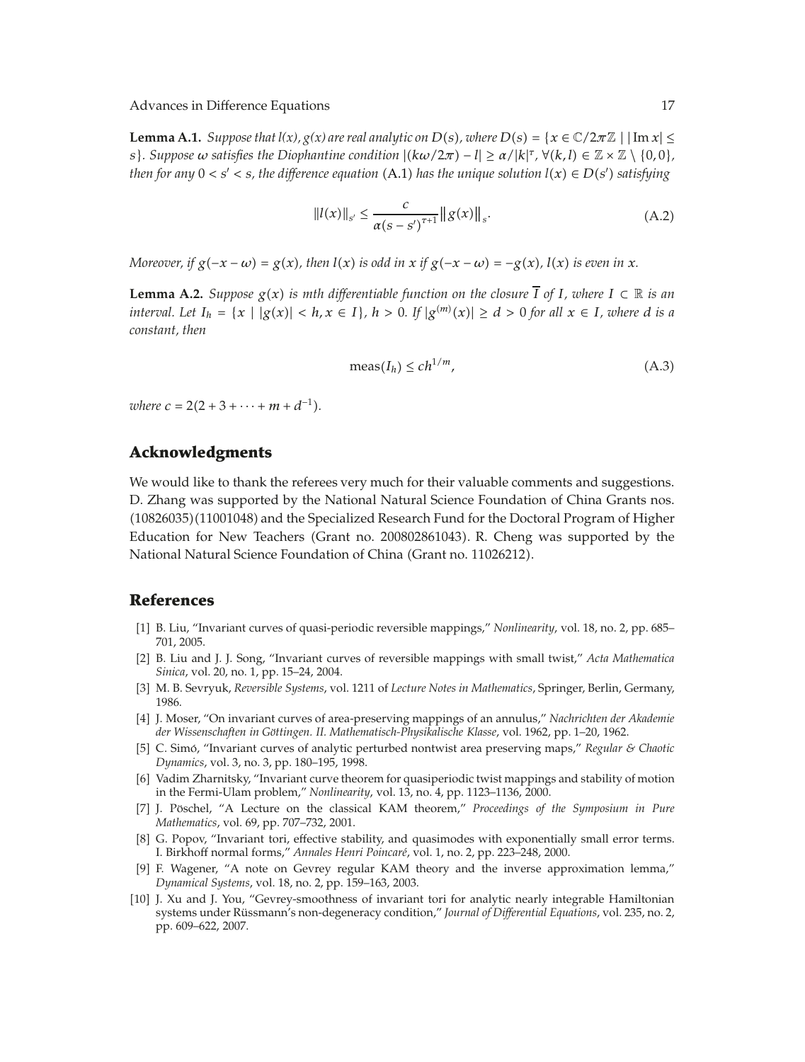**Lemma A.1.** *Suppose that $l(x)$, $g(x)$ are real analytic on $D(s)$, where $D(s) = \{x \in \mathbb{C}/2\pi\mathbb{Z} \mid |\operatorname{Im} x| \leq s\}$. Suppose $\omega$ satisfies the Diophantine condition $|(k\omega/2\pi) - l| \geq \alpha/|k|^\tau$, $\forall (k,l) \in \mathbb{Z} \times \mathbb{Z} \setminus \{0,0\}$, then for any $0 < s' < s$, the difference equation* (A.1) *has the unique solution $l(x) \in D(s')$ satisfying*

$$\|l(x)\|_{s'} \leq \frac{c}{\alpha(s - s')^{\tau+1}} \|g(x)\|_s. \tag{A.2}$$

*Moreover, if $g(-x-\omega) = g(x)$, then $l(x)$ is odd in $x$ if $g(-x-\omega) = -g(x)$, $l(x)$ is even in $x$.*

**Lemma A.2.** *Suppose $g(x)$ is mth differentiable function on the closure $\overline{I}$ of $I$, where $I \subset \mathbb{R}$ is an interval. Let $I_h = \{x \mid |g(x)| < h, x \in I\}$, $h > 0$. If $|g^{(m)}(x)| \geq d > 0$ for all $x \in I$, where $d$ is a constant, then*

$$\operatorname{meas}(I_h) \leq ch^{1/m}, \tag{A.3}$$

*where $c = 2(2 + 3 + \cdots + m + d^{-1})$.*

## Acknowledgments

We would like to thank the referees very much for their valuable comments and suggestions. D. Zhang was supported by the National Natural Science Foundation of China Grants nos. (10826035)(11001048) and the Specialized Research Fund for the Doctoral Program of Higher Education for New Teachers (Grant no. 200802861043). R. Cheng was supported by the National Natural Science Foundation of China (Grant no. 11026212).

## References

[1] B. Liu, "Invariant curves of quasi-periodic reversible mappings," *Nonlinearity*, vol. 18, no. 2, pp. 685–701, 2005.

[2] B. Liu and J. J. Song, "Invariant curves of reversible mappings with small twist," *Acta Mathematica Sinica*, vol. 20, no. 1, pp. 15–24, 2004.

[3] M. B. Sevryuk, *Reversible Systems*, vol. 1211 of *Lecture Notes in Mathematics*, Springer, Berlin, Germany, 1986.

[4] J. Moser, "On invariant curves of area-preserving mappings of an annulus," *Nachrichten der Akademie der Wissenschaften in Göttingen. II. Mathematisch-Physikalische Klasse*, vol. 1962, pp. 1–20, 1962.

[5] C. Simó, "Invariant curves of analytic perturbed nontwist area preserving maps," *Regular & Chaotic Dynamics*, vol. 3, no. 3, pp. 180–195, 1998.

[6] Vadim Zharnitsky, "Invariant curve theorem for quasiperiodic twist mappings and stability of motion in the Fermi-Ulam problem," *Nonlinearity*, vol. 13, no. 4, pp. 1123–1136, 2000.

[7] J. Pöschel, "A Lecture on the classical KAM theorem," *Proceedings of the Symposium in Pure Mathematics*, vol. 69, pp. 707–732, 2001.

[8] G. Popov, "Invariant tori, effective stability, and quasimodes with exponentially small error terms. I. Birkhoff normal forms," *Annales Henri Poincaré*, vol. 1, no. 2, pp. 223–248, 2000.

[9] F. Wagener, "A note on Gevrey regular KAM theory and the inverse approximation lemma," *Dynamical Systems*, vol. 18, no. 2, pp. 159–163, 2003.

[10] J. Xu and J. You, "Gevrey-smoothness of invariant tori for analytic nearly integrable Hamiltonian systems under Rüssmann's non-degeneracy condition," *Journal of Differential Equations*, vol. 235, no. 2, pp. 609–622, 2007.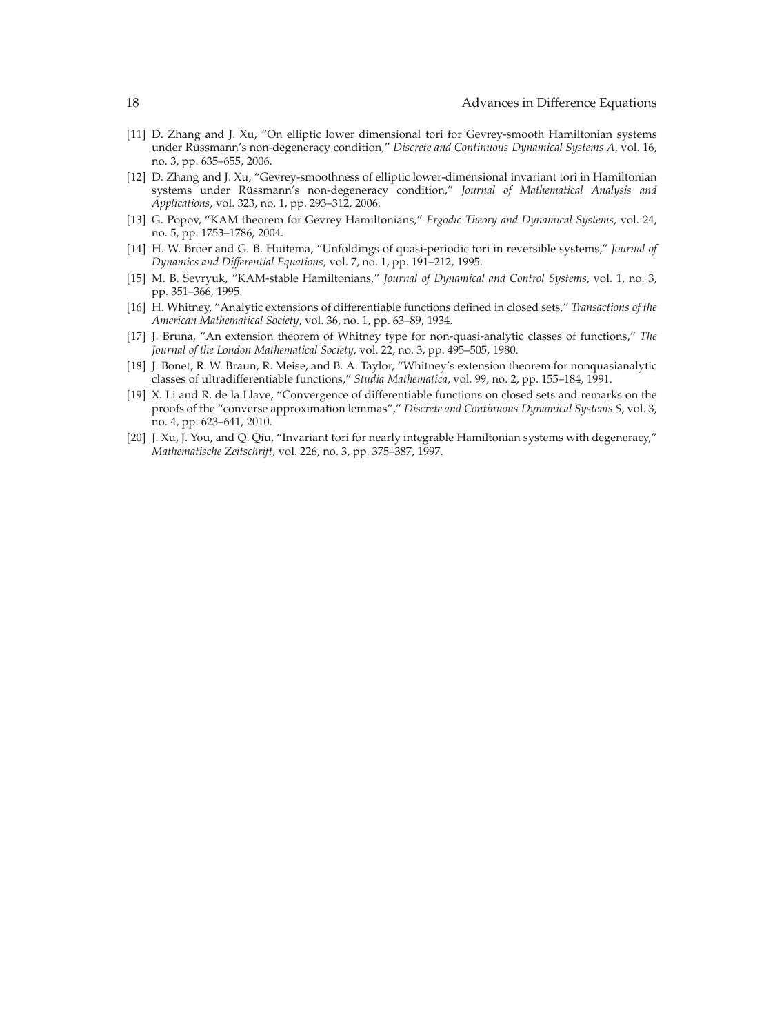[11] D. Zhang and J. Xu, “On elliptic lower dimensional tori for Gevrey-smooth Hamiltonian systems under Rüssmann’s non-degeneracy condition,” *Discrete and Continuous Dynamical Systems A*, vol. 16, no. 3, pp. 635–655, 2006.

[12] D. Zhang and J. Xu, “Gevrey-smoothness of elliptic lower-dimensional invariant tori in Hamiltonian systems under Rüssmann’s non-degeneracy condition,” *Journal of Mathematical Analysis and Applications*, vol. 323, no. 1, pp. 293–312, 2006.

[13] G. Popov, “KAM theorem for Gevrey Hamiltonians,” *Ergodic Theory and Dynamical Systems*, vol. 24, no. 5, pp. 1753–1786, 2004.

[14] H. W. Broer and G. B. Huitema, “Unfoldings of quasi-periodic tori in reversible systems,” *Journal of Dynamics and Differential Equations*, vol. 7, no. 1, pp. 191–212, 1995.

[15] M. B. Sevryuk, “KAM-stable Hamiltonians,” *Journal of Dynamical and Control Systems*, vol. 1, no. 3, pp. 351–366, 1995.

[16] H. Whitney, “Analytic extensions of differentiable functions defined in closed sets,” *Transactions of the American Mathematical Society*, vol. 36, no. 1, pp. 63–89, 1934.

[17] J. Bruna, “An extension theorem of Whitney type for non-quasi-analytic classes of functions,” *The Journal of the London Mathematical Society*, vol. 22, no. 3, pp. 495–505, 1980.

[18] J. Bonet, R. W. Braun, R. Meise, and B. A. Taylor, “Whitney’s extension theorem for nonquasianalytic classes of ultradifferentiable functions,” *Studia Mathematica*, vol. 99, no. 2, pp. 155–184, 1991.

[19] X. Li and R. de la Llave, “Convergence of differentiable functions on closed sets and remarks on the proofs of the “converse approximation lemmas”,” *Discrete and Continuous Dynamical Systems S*, vol. 3, no. 4, pp. 623–641, 2010.

[20] J. Xu, J. You, and Q. Qiu, “Invariant tori for nearly integrable Hamiltonian systems with degeneracy,” *Mathematische Zeitschrift*, vol. 226, no. 3, pp. 375–387, 1997.